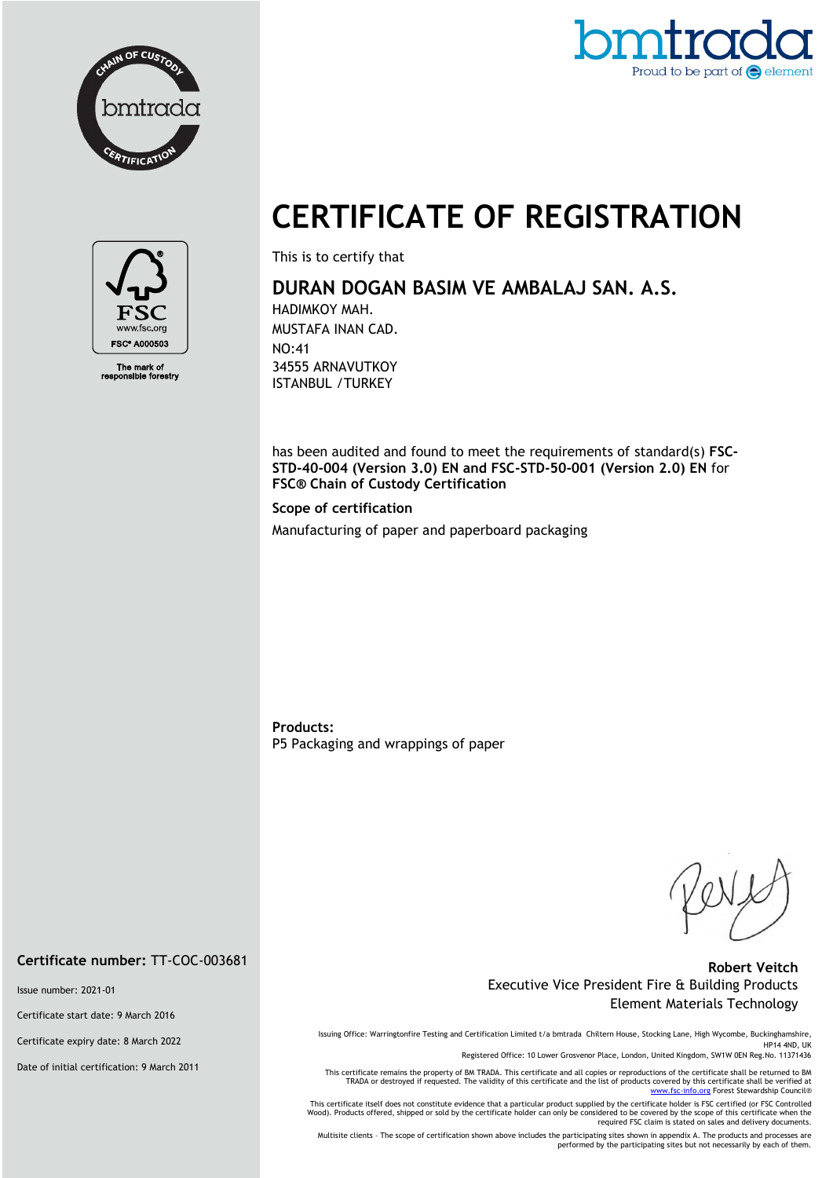# CERTIFICATE OF REGISTRATION

This is to certify that

## DURAN DOGAN BASIM VE AMBALAJ SAN. A.S.

HADIMKOY MAH.
MUSTAFA INAN CAD.
NO:41
34555 ARNAVUTKOY
ISTANBUL /TURKEY

has been audited and found to meet the requirements of standard(s) **FSC-STD-40-004 (Version 3.0) EN and FSC-STD-50-001 (Version 2.0) EN** for **FSC® Chain of Custody Certification**

**Scope of certification**

Manufacturing of paper and paperboard packaging

**Products:**
P5 Packaging and wrappings of paper

FSC® A000503
The mark of responsible forestry

**Certificate number:** TT-COC-003681

Issue number: 2021-01

Certificate start date: 9 March 2016

Certificate expiry date: 8 March 2022

Date of initial certification: 9 March 2011

**Robert Veitch**
Executive Vice President Fire & Building Products
Element Materials Technology

Issuing Office: Warringtonfire Testing and Certification Limited t/a bmtrada Chiltern House, Stocking Lane, High Wycombe, Buckinghamshire, HP14 4ND, UK
Registered Office: 10 Lower Grosvenor Place, London, United Kingdom, SW1W 0EN Reg.No. 11371436

This certificate remains the property of BM TRADA. This certificate and all copies or reproductions of the certificate shall be returned to BM TRADA or destroyed if requested. The validity of this certificate and the list of products covered by this certificate shall be verified at www.fsc-info.org Forest Stewardship Council®

This certificate itself does not constitute evidence that a particular product supplied by the certificate holder is FSC certified (or FSC Controlled Wood). Products offered, shipped or sold by the certificate holder can only be considered to be covered by the scope of this certificate when the required FSC claim is stated on sales and delivery documents.

Multisite clients – The scope of certification shown above includes the participating sites shown in appendix A. The products and processes are performed by the participating sites but not necessarily by each of them.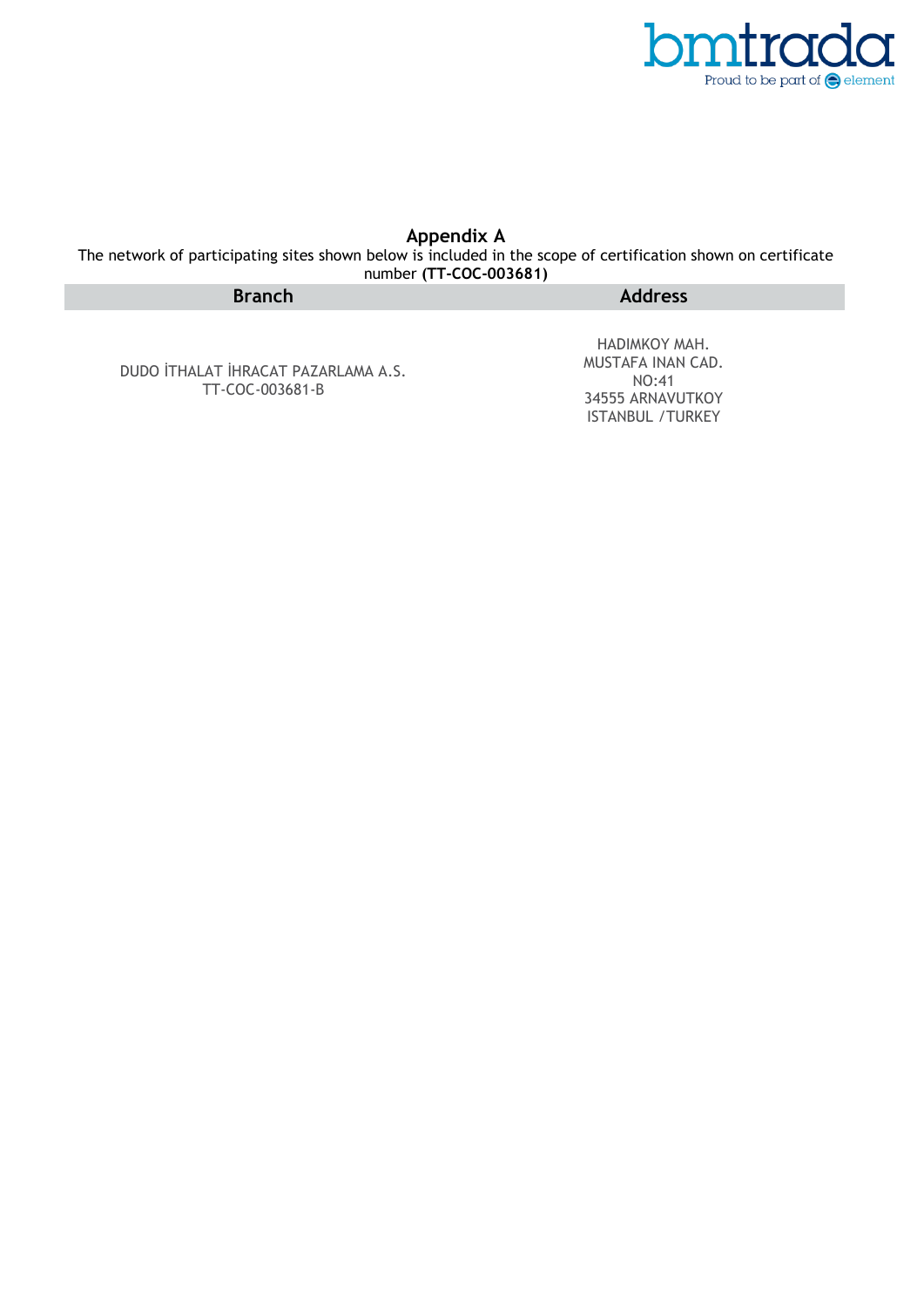## Appendix A

The network of participating sites shown below is included in the scope of certification shown on certificate number **(TT-COC-003681)**

| Branch | Address |
| --- | --- |
| DUDO İTHALAT İHRACAT PAZARLAMA A.S.<br>TT-COC-003681-B | HADIMKOY MAH.<br>MUSTAFA INAN CAD.<br>NO:41<br>34555 ARNAVUTKOY<br>ISTANBUL /TURKEY |